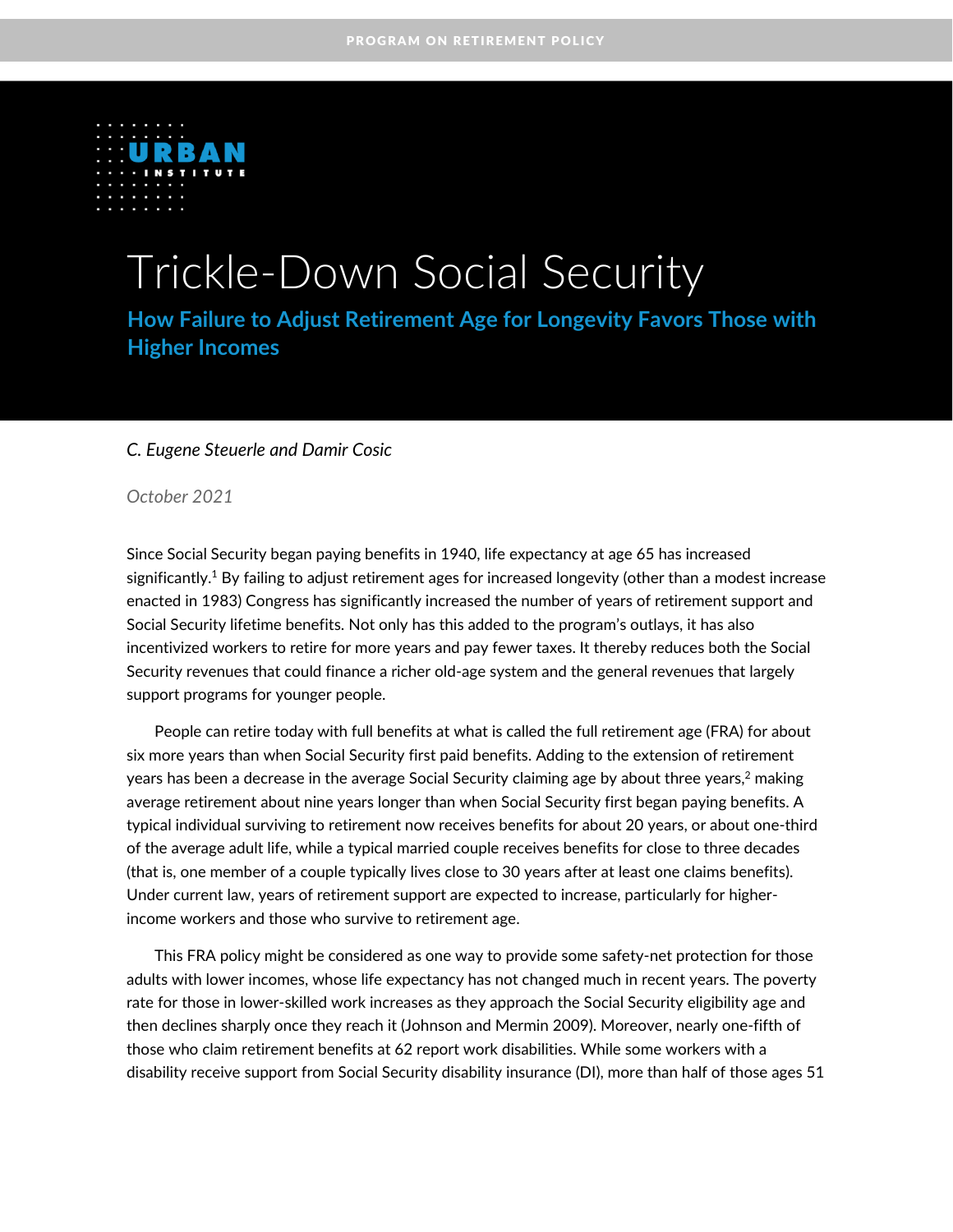PROGRAM ON RETIREMENT POLICY

URBAN INSTITUTE

# Trickle-Down Social Security

## How Failure to Adjust Retirement Age for Longevity Favors Those with Higher Incomes

*C. Eugene Steuerle and Damir Cosic*

*October 2021*

Since Social Security began paying benefits in 1940, life expectancy at age 65 has increased significantly.[1] By failing to adjust retirement ages for increased longevity (other than a modest increase enacted in 1983) Congress has significantly increased the number of years of retirement support and Social Security lifetime benefits. Not only has this added to the program's outlays, it has also incentivized workers to retire for more years and pay fewer taxes. It thereby reduces both the Social Security revenues that could finance a richer old-age system and the general revenues that largely support programs for younger people.

People can retire today with full benefits at what is called the full retirement age (FRA) for about six more years than when Social Security first paid benefits. Adding to the extension of retirement years has been a decrease in the average Social Security claiming age by about three years,[2] making average retirement about nine years longer than when Social Security first began paying benefits. A typical individual surviving to retirement now receives benefits for about 20 years, or about one-third of the average adult life, while a typical married couple receives benefits for close to three decades (that is, one member of a couple typically lives close to 30 years after at least one claims benefits). Under current law, years of retirement support are expected to increase, particularly for higher-income workers and those who survive to retirement age.

This FRA policy might be considered as one way to provide some safety-net protection for those adults with lower incomes, whose life expectancy has not changed much in recent years. The poverty rate for those in lower-skilled work increases as they approach the Social Security eligibility age and then declines sharply once they reach it (Johnson and Mermin 2009). Moreover, nearly one-fifth of those who claim retirement benefits at 62 report work disabilities. While some workers with a disability receive support from Social Security disability insurance (DI), more than half of those ages 51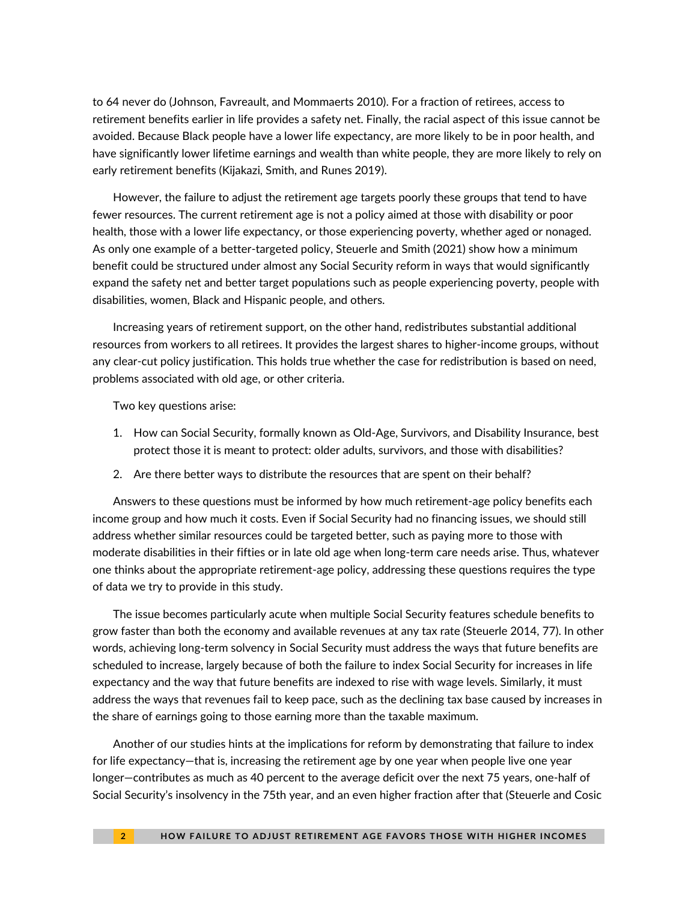to 64 never do (Johnson, Favreault, and Mommaerts 2010). For a fraction of retirees, access to retirement benefits earlier in life provides a safety net. Finally, the racial aspect of this issue cannot be avoided. Because Black people have a lower life expectancy, are more likely to be in poor health, and have significantly lower lifetime earnings and wealth than white people, they are more likely to rely on early retirement benefits (Kijakazi, Smith, and Runes 2019).

However, the failure to adjust the retirement age targets poorly these groups that tend to have fewer resources. The current retirement age is not a policy aimed at those with disability or poor health, those with a lower life expectancy, or those experiencing poverty, whether aged or nonaged. As only one example of a better-targeted policy, Steuerle and Smith (2021) show how a minimum benefit could be structured under almost any Social Security reform in ways that would significantly expand the safety net and better target populations such as people experiencing poverty, people with disabilities, women, Black and Hispanic people, and others.

Increasing years of retirement support, on the other hand, redistributes substantial additional resources from workers to all retirees. It provides the largest shares to higher-income groups, without any clear-cut policy justification. This holds true whether the case for redistribution is based on need, problems associated with old age, or other criteria.

Two key questions arise:

1. How can Social Security, formally known as Old-Age, Survivors, and Disability Insurance, best protect those it is meant to protect: older adults, survivors, and those with disabilities?
2. Are there better ways to distribute the resources that are spent on their behalf?

Answers to these questions must be informed by how much retirement-age policy benefits each income group and how much it costs. Even if Social Security had no financing issues, we should still address whether similar resources could be targeted better, such as paying more to those with moderate disabilities in their fifties or in late old age when long-term care needs arise. Thus, whatever one thinks about the appropriate retirement-age policy, addressing these questions requires the type of data we try to provide in this study.

The issue becomes particularly acute when multiple Social Security features schedule benefits to grow faster than both the economy and available revenues at any tax rate (Steuerle 2014, 77). In other words, achieving long-term solvency in Social Security must address the ways that future benefits are scheduled to increase, largely because of both the failure to index Social Security for increases in life expectancy and the way that future benefits are indexed to rise with wage levels. Similarly, it must address the ways that revenues fail to keep pace, such as the declining tax base caused by increases in the share of earnings going to those earning more than the taxable maximum.

Another of our studies hints at the implications for reform by demonstrating that failure to index for life expectancy—that is, increasing the retirement age by one year when people live one year longer—contributes as much as 40 percent to the average deficit over the next 75 years, one-half of Social Security's insolvency in the 75th year, and an even higher fraction after that (Steuerle and Cosic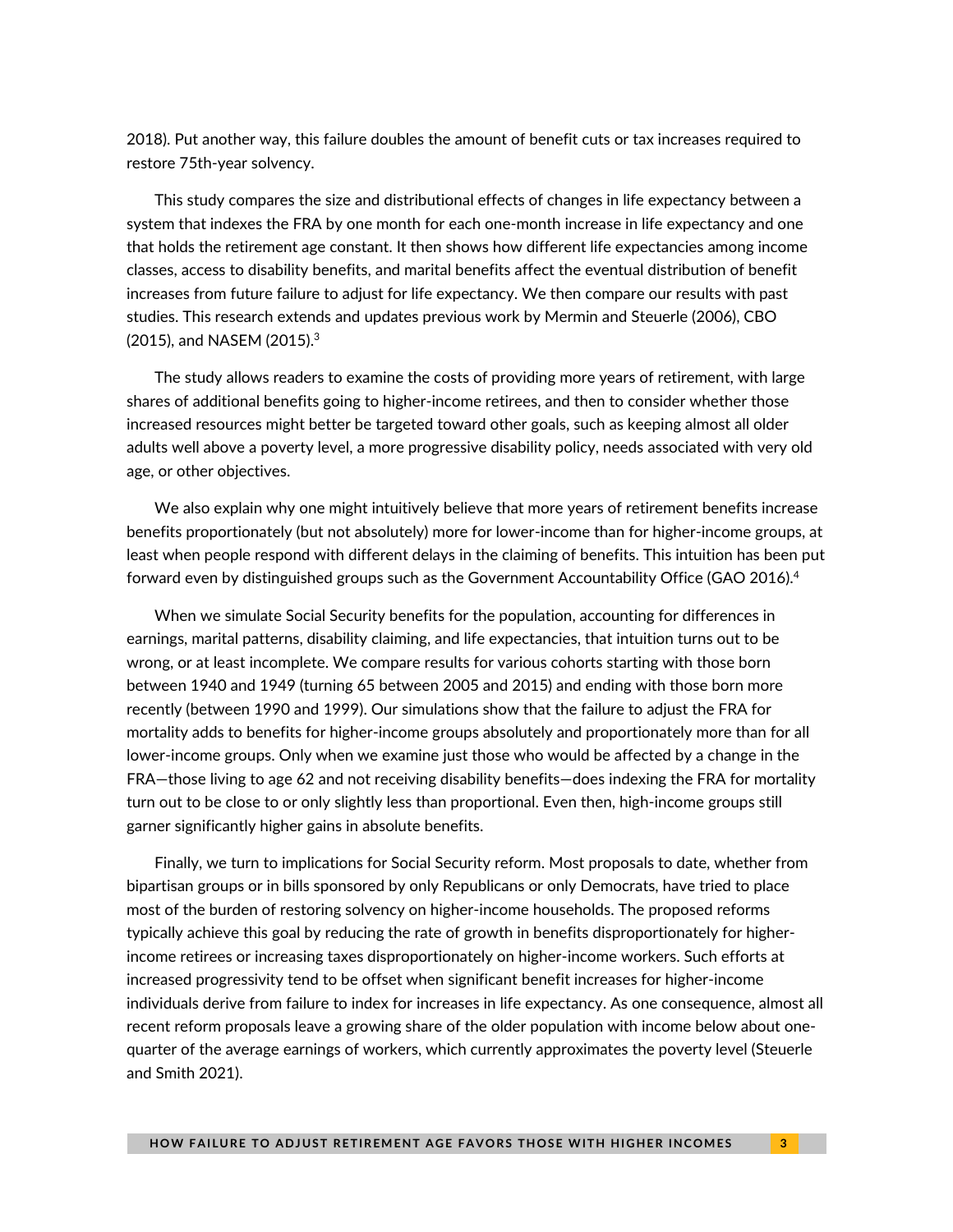2018). Put another way, this failure doubles the amount of benefit cuts or tax increases required to restore 75th-year solvency.

This study compares the size and distributional effects of changes in life expectancy between a system that indexes the FRA by one month for each one-month increase in life expectancy and one that holds the retirement age constant. It then shows how different life expectancies among income classes, access to disability benefits, and marital benefits affect the eventual distribution of benefit increases from future failure to adjust for life expectancy. We then compare our results with past studies. This research extends and updates previous work by Mermin and Steuerle (2006), CBO (2015), and NASEM (2015).[3]

The study allows readers to examine the costs of providing more years of retirement, with large shares of additional benefits going to higher-income retirees, and then to consider whether those increased resources might better be targeted toward other goals, such as keeping almost all older adults well above a poverty level, a more progressive disability policy, needs associated with very old age, or other objectives.

We also explain why one might intuitively believe that more years of retirement benefits increase benefits proportionately (but not absolutely) more for lower-income than for higher-income groups, at least when people respond with different delays in the claiming of benefits. This intuition has been put forward even by distinguished groups such as the Government Accountability Office (GAO 2016).[4]

When we simulate Social Security benefits for the population, accounting for differences in earnings, marital patterns, disability claiming, and life expectancies, that intuition turns out to be wrong, or at least incomplete. We compare results for various cohorts starting with those born between 1940 and 1949 (turning 65 between 2005 and 2015) and ending with those born more recently (between 1990 and 1999). Our simulations show that the failure to adjust the FRA for mortality adds to benefits for higher-income groups absolutely and proportionately more than for all lower-income groups. Only when we examine just those who would be affected by a change in the FRA—those living to age 62 and not receiving disability benefits—does indexing the FRA for mortality turn out to be close to or only slightly less than proportional. Even then, high-income groups still garner significantly higher gains in absolute benefits.

Finally, we turn to implications for Social Security reform. Most proposals to date, whether from bipartisan groups or in bills sponsored by only Republicans or only Democrats, have tried to place most of the burden of restoring solvency on higher-income households. The proposed reforms typically achieve this goal by reducing the rate of growth in benefits disproportionately for higher-income retirees or increasing taxes disproportionately on higher-income workers. Such efforts at increased progressivity tend to be offset when significant benefit increases for higher-income individuals derive from failure to index for increases in life expectancy. As one consequence, almost all recent reform proposals leave a growing share of the older population with income below about one-quarter of the average earnings of workers, which currently approximates the poverty level (Steuerle and Smith 2021).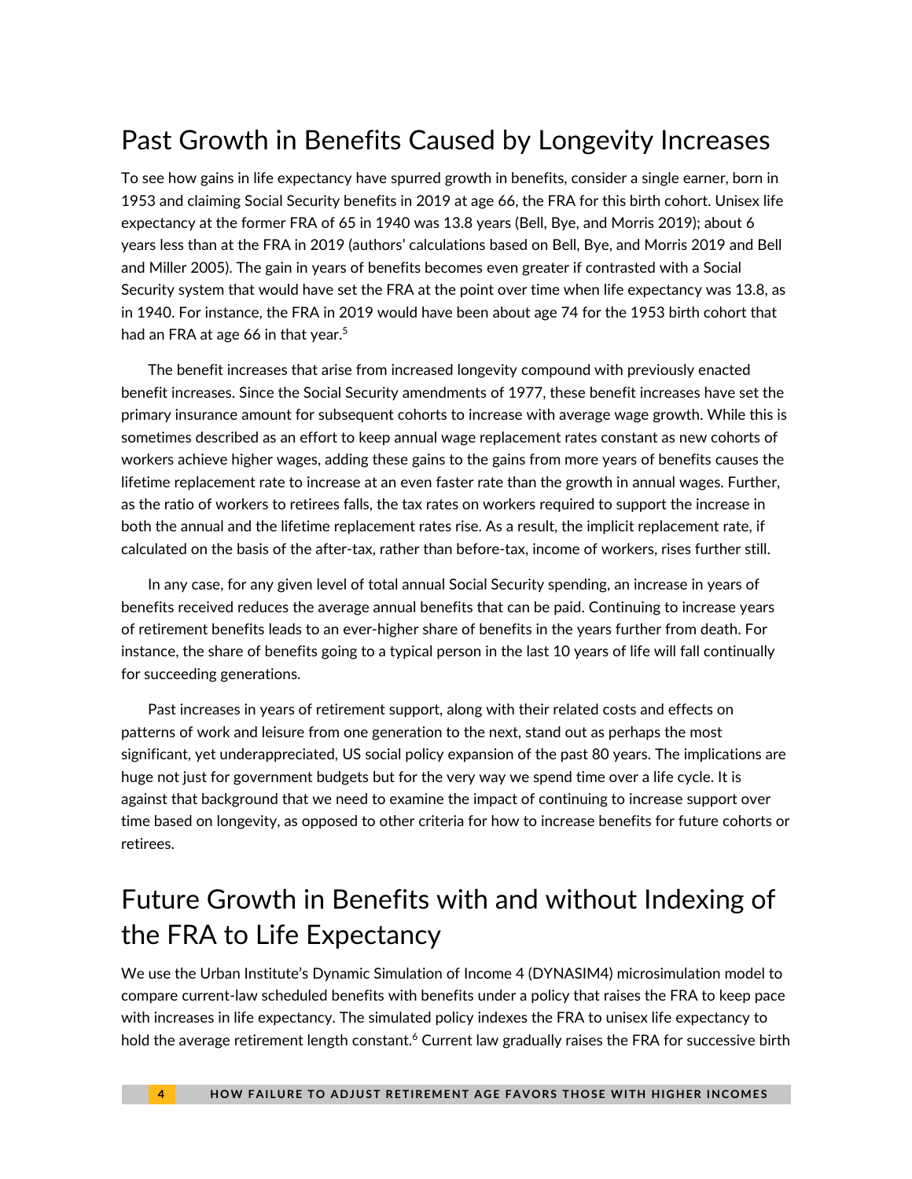## Past Growth in Benefits Caused by Longevity Increases

To see how gains in life expectancy have spurred growth in benefits, consider a single earner, born in 1953 and claiming Social Security benefits in 2019 at age 66, the FRA for this birth cohort. Unisex life expectancy at the former FRA of 65 in 1940 was 13.8 years (Bell, Bye, and Morris 2019); about 6 years less than at the FRA in 2019 (authors' calculations based on Bell, Bye, and Morris 2019 and Bell and Miller 2005). The gain in years of benefits becomes even greater if contrasted with a Social Security system that would have set the FRA at the point over time when life expectancy was 13.8, as in 1940. For instance, the FRA in 2019 would have been about age 74 for the 1953 birth cohort that had an FRA at age 66 in that year.[5]

The benefit increases that arise from increased longevity compound with previously enacted benefit increases. Since the Social Security amendments of 1977, these benefit increases have set the primary insurance amount for subsequent cohorts to increase with average wage growth. While this is sometimes described as an effort to keep annual wage replacement rates constant as new cohorts of workers achieve higher wages, adding these gains to the gains from more years of benefits causes the lifetime replacement rate to increase at an even faster rate than the growth in annual wages. Further, as the ratio of workers to retirees falls, the tax rates on workers required to support the increase in both the annual and the lifetime replacement rates rise. As a result, the implicit replacement rate, if calculated on the basis of the after-tax, rather than before-tax, income of workers, rises further still.

In any case, for any given level of total annual Social Security spending, an increase in years of benefits received reduces the average annual benefits that can be paid. Continuing to increase years of retirement benefits leads to an ever-higher share of benefits in the years further from death. For instance, the share of benefits going to a typical person in the last 10 years of life will fall continually for succeeding generations.

Past increases in years of retirement support, along with their related costs and effects on patterns of work and leisure from one generation to the next, stand out as perhaps the most significant, yet underappreciated, US social policy expansion of the past 80 years. The implications are huge not just for government budgets but for the very way we spend time over a life cycle. It is against that background that we need to examine the impact of continuing to increase support over time based on longevity, as opposed to other criteria for how to increase benefits for future cohorts or retirees.

## Future Growth in Benefits with and without Indexing of the FRA to Life Expectancy

We use the Urban Institute's Dynamic Simulation of Income 4 (DYNASIM4) microsimulation model to compare current-law scheduled benefits with benefits under a policy that raises the FRA to keep pace with increases in life expectancy. The simulated policy indexes the FRA to unisex life expectancy to hold the average retirement length constant.[6] Current law gradually raises the FRA for successive birth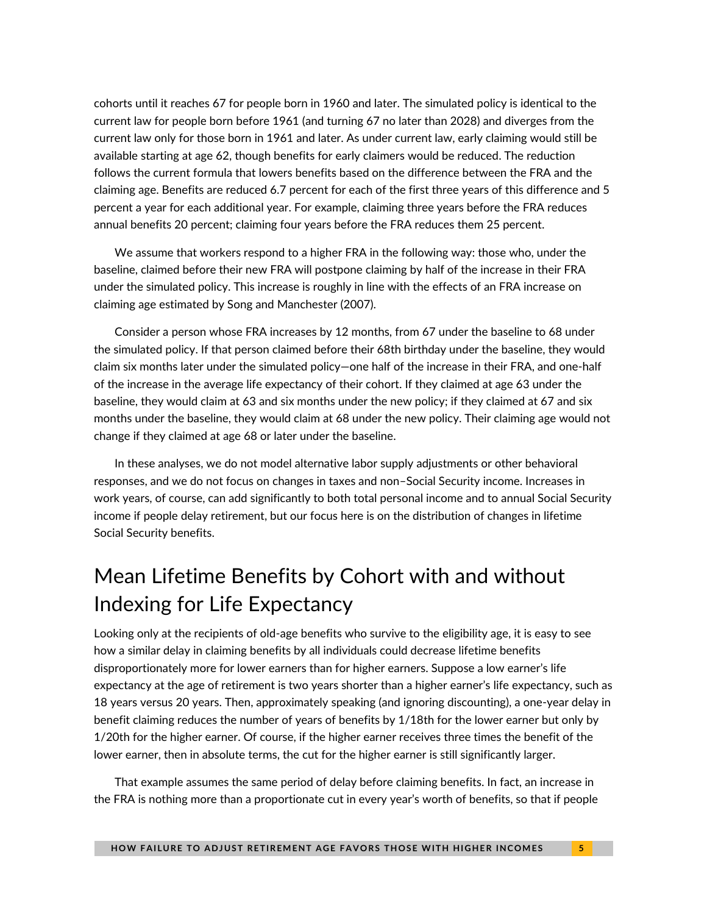cohorts until it reaches 67 for people born in 1960 and later. The simulated policy is identical to the current law for people born before 1961 (and turning 67 no later than 2028) and diverges from the current law only for those born in 1961 and later. As under current law, early claiming would still be available starting at age 62, though benefits for early claimers would be reduced. The reduction follows the current formula that lowers benefits based on the difference between the FRA and the claiming age. Benefits are reduced 6.7 percent for each of the first three years of this difference and 5 percent a year for each additional year. For example, claiming three years before the FRA reduces annual benefits 20 percent; claiming four years before the FRA reduces them 25 percent.

We assume that workers respond to a higher FRA in the following way: those who, under the baseline, claimed before their new FRA will postpone claiming by half of the increase in their FRA under the simulated policy. This increase is roughly in line with the effects of an FRA increase on claiming age estimated by Song and Manchester (2007).

Consider a person whose FRA increases by 12 months, from 67 under the baseline to 68 under the simulated policy. If that person claimed before their 68th birthday under the baseline, they would claim six months later under the simulated policy—one half of the increase in their FRA, and one-half of the increase in the average life expectancy of their cohort. If they claimed at age 63 under the baseline, they would claim at 63 and six months under the new policy; if they claimed at 67 and six months under the baseline, they would claim at 68 under the new policy. Their claiming age would not change if they claimed at age 68 or later under the baseline.

In these analyses, we do not model alternative labor supply adjustments or other behavioral responses, and we do not focus on changes in taxes and non–Social Security income. Increases in work years, of course, can add significantly to both total personal income and to annual Social Security income if people delay retirement, but our focus here is on the distribution of changes in lifetime Social Security benefits.

# Mean Lifetime Benefits by Cohort with and without Indexing for Life Expectancy

Looking only at the recipients of old-age benefits who survive to the eligibility age, it is easy to see how a similar delay in claiming benefits by all individuals could decrease lifetime benefits disproportionately more for lower earners than for higher earners. Suppose a low earner's life expectancy at the age of retirement is two years shorter than a higher earner's life expectancy, such as 18 years versus 20 years. Then, approximately speaking (and ignoring discounting), a one-year delay in benefit claiming reduces the number of years of benefits by 1/18th for the lower earner but only by 1/20th for the higher earner. Of course, if the higher earner receives three times the benefit of the lower earner, then in absolute terms, the cut for the higher earner is still significantly larger.

That example assumes the same period of delay before claiming benefits. In fact, an increase in the FRA is nothing more than a proportionate cut in every year's worth of benefits, so that if people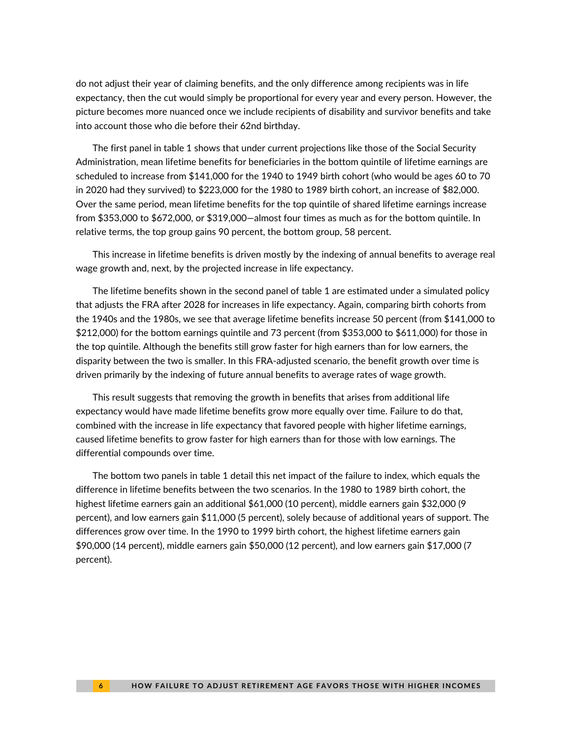do not adjust their year of claiming benefits, and the only difference among recipients was in life expectancy, then the cut would simply be proportional for every year and every person. However, the picture becomes more nuanced once we include recipients of disability and survivor benefits and take into account those who die before their 62nd birthday.

The first panel in table 1 shows that under current projections like those of the Social Security Administration, mean lifetime benefits for beneficiaries in the bottom quintile of lifetime earnings are scheduled to increase from $141,000 for the 1940 to 1949 birth cohort (who would be ages 60 to 70 in 2020 had they survived) to $223,000 for the 1980 to 1989 birth cohort, an increase of $82,000. Over the same period, mean lifetime benefits for the top quintile of shared lifetime earnings increase from $353,000 to $672,000, or $319,000—almost four times as much as for the bottom quintile. In relative terms, the top group gains 90 percent, the bottom group, 58 percent.

This increase in lifetime benefits is driven mostly by the indexing of annual benefits to average real wage growth and, next, by the projected increase in life expectancy.

The lifetime benefits shown in the second panel of table 1 are estimated under a simulated policy that adjusts the FRA after 2028 for increases in life expectancy. Again, comparing birth cohorts from the 1940s and the 1980s, we see that average lifetime benefits increase 50 percent (from $141,000 to $212,000) for the bottom earnings quintile and 73 percent (from $353,000 to $611,000) for those in the top quintile. Although the benefits still grow faster for high earners than for low earners, the disparity between the two is smaller. In this FRA-adjusted scenario, the benefit growth over time is driven primarily by the indexing of future annual benefits to average rates of wage growth.

This result suggests that removing the growth in benefits that arises from additional life expectancy would have made lifetime benefits grow more equally over time. Failure to do that, combined with the increase in life expectancy that favored people with higher lifetime earnings, caused lifetime benefits to grow faster for high earners than for those with low earnings. The differential compounds over time.

The bottom two panels in table 1 detail this net impact of the failure to index, which equals the difference in lifetime benefits between the two scenarios. In the 1980 to 1989 birth cohort, the highest lifetime earners gain an additional $61,000 (10 percent), middle earners gain $32,000 (9 percent), and low earners gain $11,000 (5 percent), solely because of additional years of support. The differences grow over time. In the 1990 to 1999 birth cohort, the highest lifetime earners gain $90,000 (14 percent), middle earners gain $50,000 (12 percent), and low earners gain $17,000 (7 percent).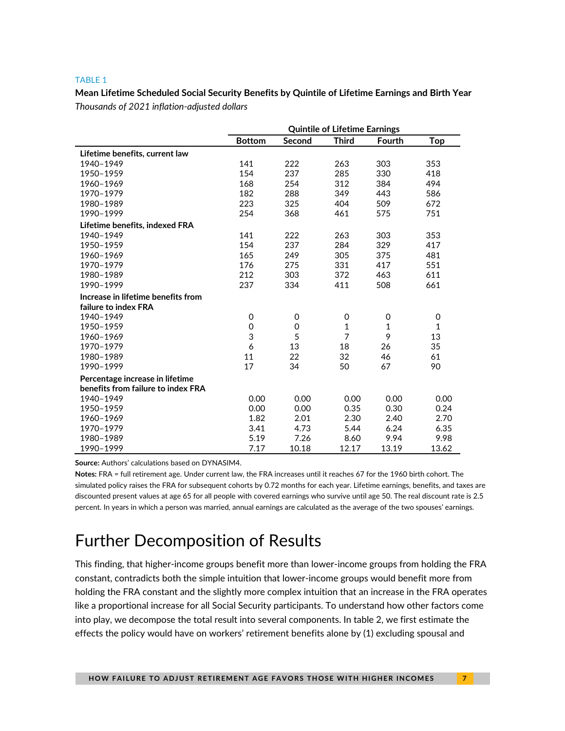TABLE 1

**Mean Lifetime Scheduled Social Security Benefits by Quintile of Lifetime Earnings and Birth Year**

*Thousands of 2021 inflation-adjusted dollars*

| | Quintile of Lifetime Earnings | | | | |
|---|---|---|---|---|---|
| | **Bottom** | **Second** | **Third** | **Fourth** | **Top** |
| **Lifetime benefits, current law** | | | | | |
| 1940–1949 | 141 | 222 | 263 | 303 | 353 |
| 1950–1959 | 154 | 237 | 285 | 330 | 418 |
| 1960–1969 | 168 | 254 | 312 | 384 | 494 |
| 1970–1979 | 182 | 288 | 349 | 443 | 586 |
| 1980–1989 | 223 | 325 | 404 | 509 | 672 |
| 1990–1999 | 254 | 368 | 461 | 575 | 751 |
| **Lifetime benefits, indexed FRA** | | | | | |
| 1940–1949 | 141 | 222 | 263 | 303 | 353 |
| 1950–1959 | 154 | 237 | 284 | 329 | 417 |
| 1960–1969 | 165 | 249 | 305 | 375 | 481 |
| 1970–1979 | 176 | 275 | 331 | 417 | 551 |
| 1980–1989 | 212 | 303 | 372 | 463 | 611 |
| 1990–1999 | 237 | 334 | 411 | 508 | 661 |
| **Increase in lifetime benefits from failure to index FRA** | | | | | |
| 1940–1949 | 0 | 0 | 0 | 0 | 0 |
| 1950–1959 | 0 | 0 | 1 | 1 | 1 |
| 1960–1969 | 3 | 5 | 7 | 9 | 13 |
| 1970–1979 | 6 | 13 | 18 | 26 | 35 |
| 1980–1989 | 11 | 22 | 32 | 46 | 61 |
| 1990–1999 | 17 | 34 | 50 | 67 | 90 |
| **Percentage increase in lifetime benefits from failure to index FRA** | | | | | |
| 1940–1949 | 0.00 | 0.00 | 0.00 | 0.00 | 0.00 |
| 1950–1959 | 0.00 | 0.00 | 0.35 | 0.30 | 0.24 |
| 1960–1969 | 1.82 | 2.01 | 2.30 | 2.40 | 2.70 |
| 1970–1979 | 3.41 | 4.73 | 5.44 | 6.24 | 6.35 |
| 1980–1989 | 5.19 | 7.26 | 8.60 | 9.94 | 9.98 |
| 1990–1999 | 7.17 | 10.18 | 12.17 | 13.19 | 13.62 |

**Source:** Authors' calculations based on DYNASIM4.

**Notes:** FRA = full retirement age. Under current law, the FRA increases until it reaches 67 for the 1960 birth cohort. The simulated policy raises the FRA for subsequent cohorts by 0.72 months for each year. Lifetime earnings, benefits, and taxes are discounted present values at age 65 for all people with covered earnings who survive until age 50. The real discount rate is 2.5 percent. In years in which a person was married, annual earnings are calculated as the average of the two spouses' earnings.

# Further Decomposition of Results

This finding, that higher-income groups benefit more than lower-income groups from holding the FRA constant, contradicts both the simple intuition that lower-income groups would benefit more from holding the FRA constant and the slightly more complex intuition that an increase in the FRA operates like a proportional increase for all Social Security participants. To understand how other factors come into play, we decompose the total result into several components. In table 2, we first estimate the effects the policy would have on workers' retirement benefits alone by (1) excluding spousal and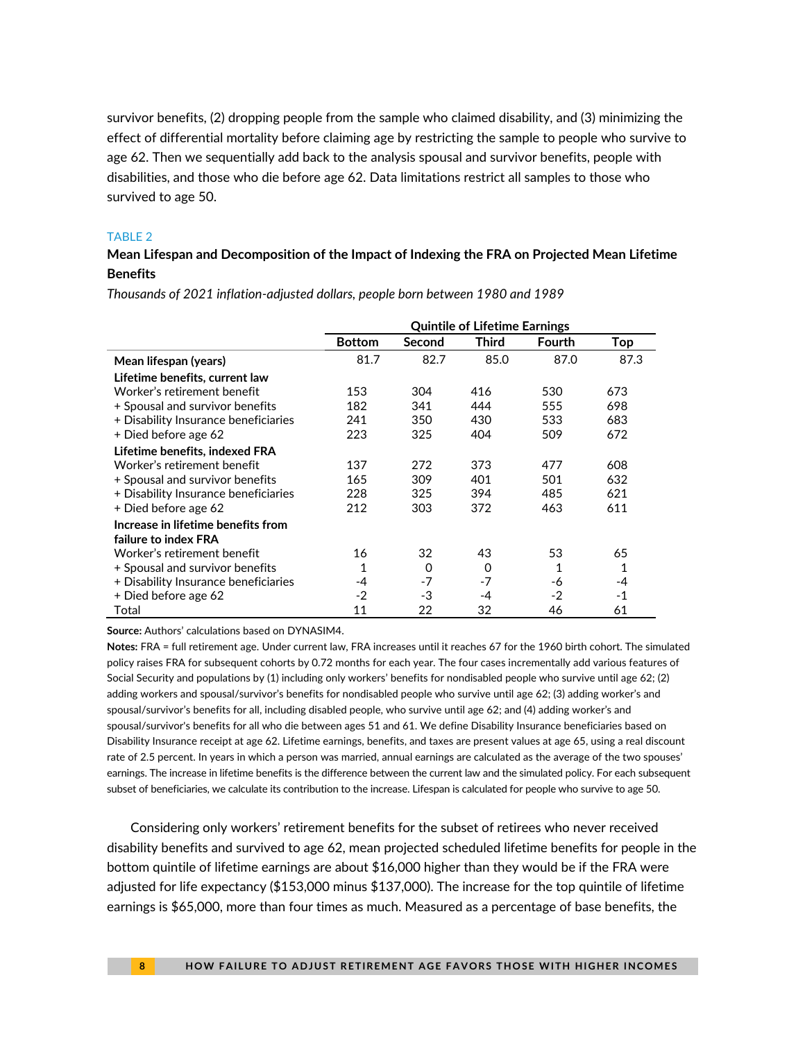survivor benefits, (2) dropping people from the sample who claimed disability, and (3) minimizing the effect of differential mortality before claiming age by restricting the sample to people who survive to age 62. Then we sequentially add back to the analysis spousal and survivor benefits, people with disabilities, and those who die before age 62. Data limitations restrict all samples to those who survived to age 50.

TABLE 2

**Mean Lifespan and Decomposition of the Impact of Indexing the FRA on Projected Mean Lifetime Benefits**

*Thousands of 2021 inflation-adjusted dollars, people born between 1980 and 1989*

| | Quintile of Lifetime Earnings | | | | |
|---|---|---|---|---|---|
| | **Bottom** | **Second** | **Third** | **Fourth** | **Top** |
| **Mean lifespan (years)** | 81.7 | 82.7 | 85.0 | 87.0 | 87.3 |
| **Lifetime benefits, current law** | | | | | |
| Worker's retirement benefit | 153 | 304 | 416 | 530 | 673 |
| + Spousal and survivor benefits | 182 | 341 | 444 | 555 | 698 |
| + Disability Insurance beneficiaries | 241 | 350 | 430 | 533 | 683 |
| + Died before age 62 | 223 | 325 | 404 | 509 | 672 |
| **Lifetime benefits, indexed FRA** | | | | | |
| Worker's retirement benefit | 137 | 272 | 373 | 477 | 608 |
| + Spousal and survivor benefits | 165 | 309 | 401 | 501 | 632 |
| + Disability Insurance beneficiaries | 228 | 325 | 394 | 485 | 621 |
| + Died before age 62 | 212 | 303 | 372 | 463 | 611 |
| **Increase in lifetime benefits from failure to index FRA** | | | | | |
| Worker's retirement benefit | 16 | 32 | 43 | 53 | 65 |
| + Spousal and survivor benefits | 1 | 0 | 0 | 1 | 1 |
| + Disability Insurance beneficiaries | -4 | -7 | -7 | -6 | -4 |
| + Died before age 62 | -2 | -3 | -4 | -2 | -1 |
| Total | 11 | 22 | 32 | 46 | 61 |

**Source:** Authors' calculations based on DYNASIM4.

**Notes:** FRA = full retirement age. Under current law, FRA increases until it reaches 67 for the 1960 birth cohort. The simulated policy raises FRA for subsequent cohorts by 0.72 months for each year. The four cases incrementally add various features of Social Security and populations by (1) including only workers' benefits for nondisabled people who survive until age 62; (2) adding workers and spousal/survivor's benefits for nondisabled people who survive until age 62; (3) adding worker's and spousal/survivor's benefits for all, including disabled people, who survive until age 62; and (4) adding worker's and spousal/survivor's benefits for all who die between ages 51 and 61. We define Disability Insurance beneficiaries based on Disability Insurance receipt at age 62. Lifetime earnings, benefits, and taxes are present values at age 65, using a real discount rate of 2.5 percent. In years in which a person was married, annual earnings are calculated as the average of the two spouses' earnings. The increase in lifetime benefits is the difference between the current law and the simulated policy. For each subsequent subset of beneficiaries, we calculate its contribution to the increase. Lifespan is calculated for people who survive to age 50.

Considering only workers' retirement benefits for the subset of retirees who never received disability benefits and survived to age 62, mean projected scheduled lifetime benefits for people in the bottom quintile of lifetime earnings are about $16,000 higher than they would be if the FRA were adjusted for life expectancy ($153,000 minus $137,000). The increase for the top quintile of lifetime earnings is $65,000, more than four times as much. Measured as a percentage of base benefits, the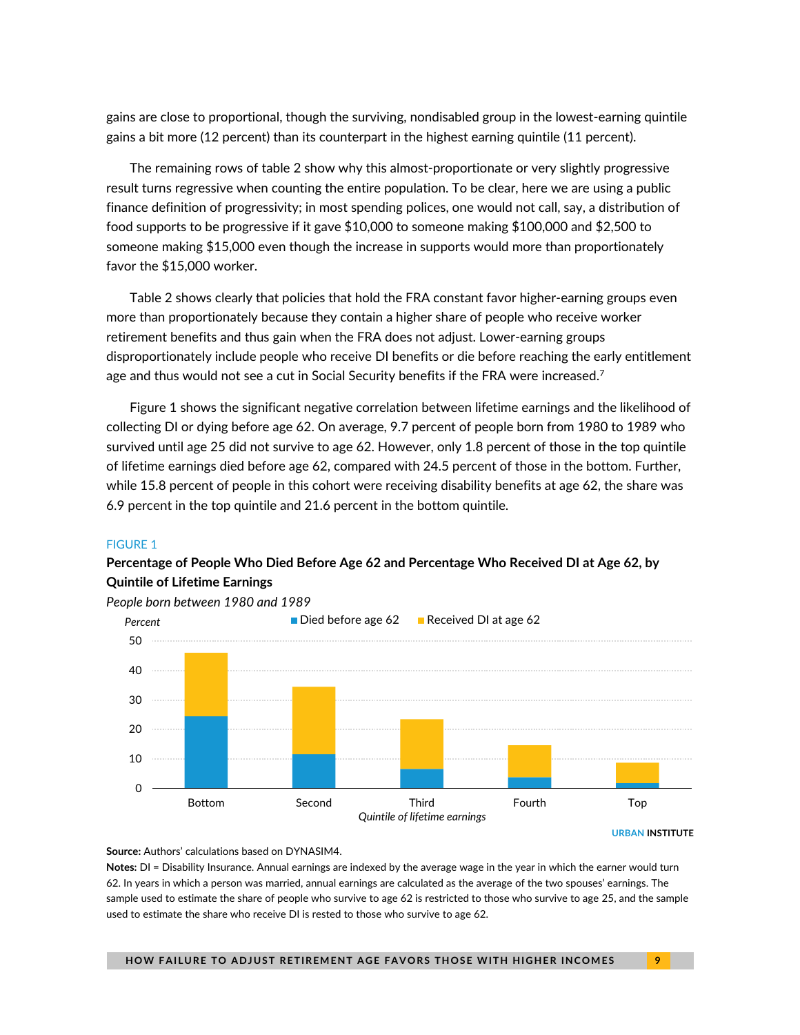gains are close to proportional, though the surviving, nondisabled group in the lowest-earning quintile gains a bit more (12 percent) than its counterpart in the highest earning quintile (11 percent).

The remaining rows of table 2 show why this almost-proportionate or very slightly progressive result turns regressive when counting the entire population. To be clear, here we are using a public finance definition of progressivity; in most spending polices, one would not call, say, a distribution of food supports to be progressive if it gave $10,000 to someone making $100,000 and $2,500 to someone making $15,000 even though the increase in supports would more than proportionately favor the $15,000 worker.

Table 2 shows clearly that policies that hold the FRA constant favor higher-earning groups even more than proportionately because they contain a higher share of people who receive worker retirement benefits and thus gain when the FRA does not adjust. Lower-earning groups disproportionately include people who receive DI benefits or die before reaching the early entitlement age and thus would not see a cut in Social Security benefits if the FRA were increased.[7]

Figure 1 shows the significant negative correlation between lifetime earnings and the likelihood of collecting DI or dying before age 62. On average, 9.7 percent of people born from 1980 to 1989 who survived until age 25 did not survive to age 62. However, only 1.8 percent of those in the top quintile of lifetime earnings died before age 62, compared with 24.5 percent of those in the bottom. Further, while 15.8 percent of people in this cohort were receiving disability benefits at age 62, the share was 6.9 percent in the top quintile and 21.6 percent in the bottom quintile.

FIGURE 1

**Percentage of People Who Died Before Age 62 and Percentage Who Received DI at Age 62, by Quintile of Lifetime Earnings**

*People born between 1980 and 1989*

**Source:** Authors' calculations based on DYNASIM4.

**Notes:** DI = Disability Insurance. Annual earnings are indexed by the average wage in the year in which the earner would turn 62. In years in which a person was married, annual earnings are calculated as the average of the two spouses' earnings. The sample used to estimate the share of people who survive to age 62 is restricted to those who survive to age 25, and the sample used to estimate the share who receive DI is rested to those who survive to age 62.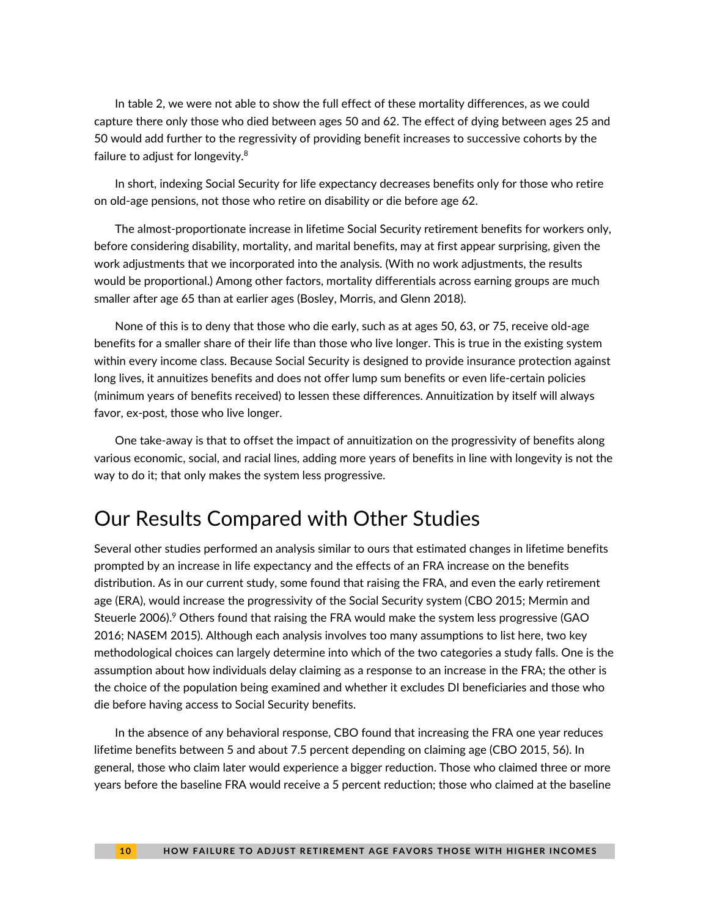In table 2, we were not able to show the full effect of these mortality differences, as we could capture there only those who died between ages 50 and 62. The effect of dying between ages 25 and 50 would add further to the regressivity of providing benefit increases to successive cohorts by the failure to adjust for longevity.[8]

In short, indexing Social Security for life expectancy decreases benefits only for those who retire on old-age pensions, not those who retire on disability or die before age 62.

The almost-proportionate increase in lifetime Social Security retirement benefits for workers only, before considering disability, mortality, and marital benefits, may at first appear surprising, given the work adjustments that we incorporated into the analysis. (With no work adjustments, the results would be proportional.) Among other factors, mortality differentials across earning groups are much smaller after age 65 than at earlier ages (Bosley, Morris, and Glenn 2018).

None of this is to deny that those who die early, such as at ages 50, 63, or 75, receive old-age benefits for a smaller share of their life than those who live longer. This is true in the existing system within every income class. Because Social Security is designed to provide insurance protection against long lives, it annuitizes benefits and does not offer lump sum benefits or even life-certain policies (minimum years of benefits received) to lessen these differences. Annuitization by itself will always favor, ex-post, those who live longer.

One take-away is that to offset the impact of annuitization on the progressivity of benefits along various economic, social, and racial lines, adding more years of benefits in line with longevity is not the way to do it; that only makes the system less progressive.

## Our Results Compared with Other Studies

Several other studies performed an analysis similar to ours that estimated changes in lifetime benefits prompted by an increase in life expectancy and the effects of an FRA increase on the benefits distribution. As in our current study, some found that raising the FRA, and even the early retirement age (ERA), would increase the progressivity of the Social Security system (CBO 2015; Mermin and Steuerle 2006).[9] Others found that raising the FRA would make the system less progressive (GAO 2016; NASEM 2015). Although each analysis involves too many assumptions to list here, two key methodological choices can largely determine into which of the two categories a study falls. One is the assumption about how individuals delay claiming as a response to an increase in the FRA; the other is the choice of the population being examined and whether it excludes DI beneficiaries and those who die before having access to Social Security benefits.

In the absence of any behavioral response, CBO found that increasing the FRA one year reduces lifetime benefits between 5 and about 7.5 percent depending on claiming age (CBO 2015, 56). In general, those who claim later would experience a bigger reduction. Those who claimed three or more years before the baseline FRA would receive a 5 percent reduction; those who claimed at the baseline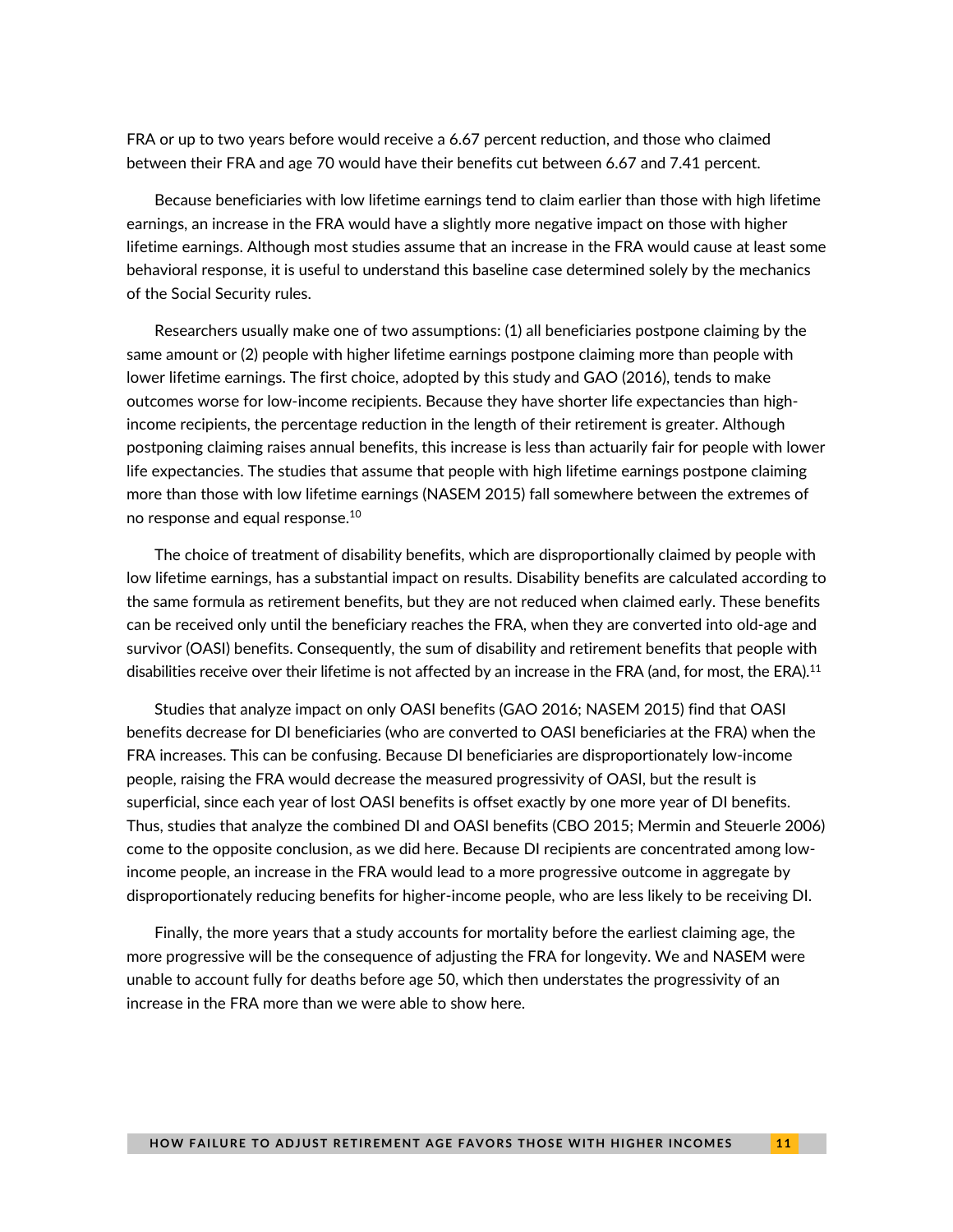FRA or up to two years before would receive a 6.67 percent reduction, and those who claimed between their FRA and age 70 would have their benefits cut between 6.67 and 7.41 percent.

Because beneficiaries with low lifetime earnings tend to claim earlier than those with high lifetime earnings, an increase in the FRA would have a slightly more negative impact on those with higher lifetime earnings. Although most studies assume that an increase in the FRA would cause at least some behavioral response, it is useful to understand this baseline case determined solely by the mechanics of the Social Security rules.

Researchers usually make one of two assumptions: (1) all beneficiaries postpone claiming by the same amount or (2) people with higher lifetime earnings postpone claiming more than people with lower lifetime earnings. The first choice, adopted by this study and GAO (2016), tends to make outcomes worse for low-income recipients. Because they have shorter life expectancies than high-income recipients, the percentage reduction in the length of their retirement is greater. Although postponing claiming raises annual benefits, this increase is less than actuarily fair for people with lower life expectancies. The studies that assume that people with high lifetime earnings postpone claiming more than those with low lifetime earnings (NASEM 2015) fall somewhere between the extremes of no response and equal response.[10]

The choice of treatment of disability benefits, which are disproportionally claimed by people with low lifetime earnings, has a substantial impact on results. Disability benefits are calculated according to the same formula as retirement benefits, but they are not reduced when claimed early. These benefits can be received only until the beneficiary reaches the FRA, when they are converted into old-age and survivor (OASI) benefits. Consequently, the sum of disability and retirement benefits that people with disabilities receive over their lifetime is not affected by an increase in the FRA (and, for most, the ERA).[11]

Studies that analyze impact on only OASI benefits (GAO 2016; NASEM 2015) find that OASI benefits decrease for DI beneficiaries (who are converted to OASI beneficiaries at the FRA) when the FRA increases. This can be confusing. Because DI beneficiaries are disproportionately low-income people, raising the FRA would decrease the measured progressivity of OASI, but the result is superficial, since each year of lost OASI benefits is offset exactly by one more year of DI benefits. Thus, studies that analyze the combined DI and OASI benefits (CBO 2015; Mermin and Steuerle 2006) come to the opposite conclusion, as we did here. Because DI recipients are concentrated among low-income people, an increase in the FRA would lead to a more progressive outcome in aggregate by disproportionately reducing benefits for higher-income people, who are less likely to be receiving DI.

Finally, the more years that a study accounts for mortality before the earliest claiming age, the more progressive will be the consequence of adjusting the FRA for longevity. We and NASEM were unable to account fully for deaths before age 50, which then understates the progressivity of an increase in the FRA more than we were able to show here.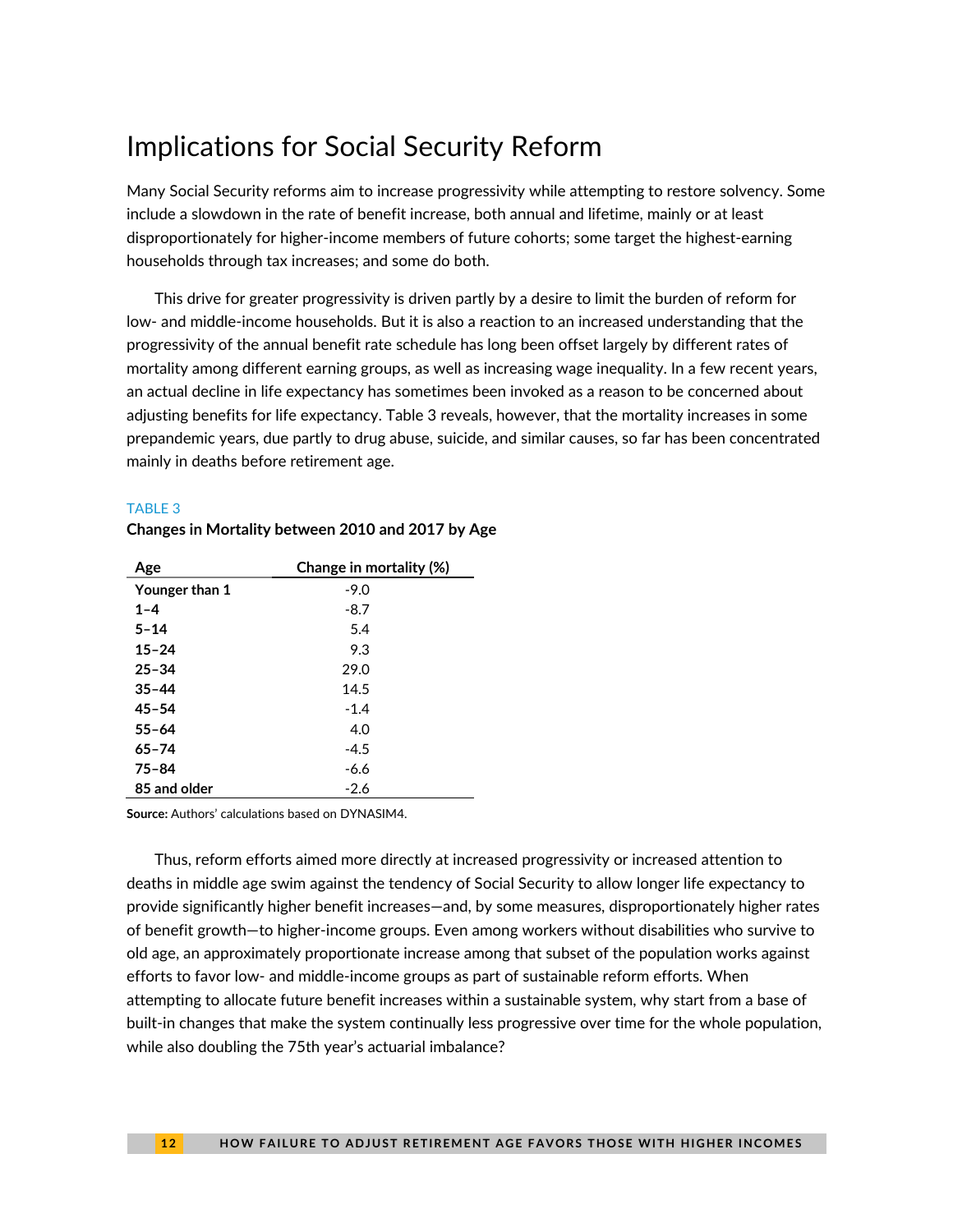# Implications for Social Security Reform

Many Social Security reforms aim to increase progressivity while attempting to restore solvency. Some include a slowdown in the rate of benefit increase, both annual and lifetime, mainly or at least disproportionately for higher-income members of future cohorts; some target the highest-earning households through tax increases; and some do both.

This drive for greater progressivity is driven partly by a desire to limit the burden of reform for low- and middle-income households. But it is also a reaction to an increased understanding that the progressivity of the annual benefit rate schedule has long been offset largely by different rates of mortality among different earning groups, as well as increasing wage inequality. In a few recent years, an actual decline in life expectancy has sometimes been invoked as a reason to be concerned about adjusting benefits for life expectancy. Table 3 reveals, however, that the mortality increases in some prepandemic years, due partly to drug abuse, suicide, and similar causes, so far has been concentrated mainly in deaths before retirement age.

TABLE 3

**Changes in Mortality between 2010 and 2017 by Age**

| Age | Change in mortality (%) |
|---|---|
| **Younger than 1** | -9.0 |
| **1–4** | -8.7 |
| **5–14** | 5.4 |
| **15–24** | 9.3 |
| **25–34** | 29.0 |
| **35–44** | 14.5 |
| **45–54** | -1.4 |
| **55–64** | 4.0 |
| **65–74** | -4.5 |
| **75–84** | -6.6 |
| **85 and older** | -2.6 |

**Source:** Authors' calculations based on DYNASIM4.

Thus, reform efforts aimed more directly at increased progressivity or increased attention to deaths in middle age swim against the tendency of Social Security to allow longer life expectancy to provide significantly higher benefit increases—and, by some measures, disproportionately higher rates of benefit growth—to higher-income groups. Even among workers without disabilities who survive to old age, an approximately proportionate increase among that subset of the population works against efforts to favor low- and middle-income groups as part of sustainable reform efforts. When attempting to allocate future benefit increases within a sustainable system, why start from a base of built-in changes that make the system continually less progressive over time for the whole population, while also doubling the 75th year's actuarial imbalance?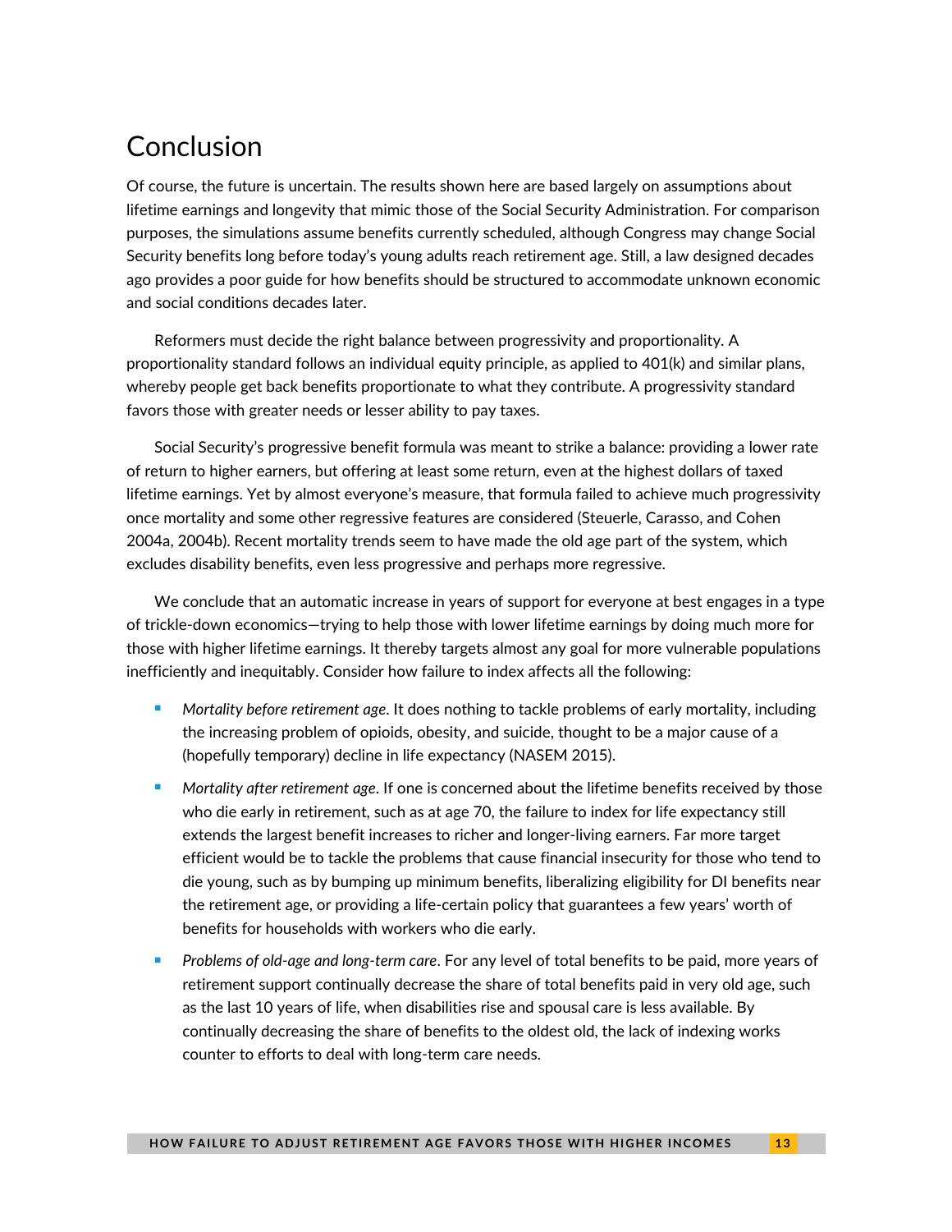# Conclusion

Of course, the future is uncertain. The results shown here are based largely on assumptions about lifetime earnings and longevity that mimic those of the Social Security Administration. For comparison purposes, the simulations assume benefits currently scheduled, although Congress may change Social Security benefits long before today's young adults reach retirement age. Still, a law designed decades ago provides a poor guide for how benefits should be structured to accommodate unknown economic and social conditions decades later.

Reformers must decide the right balance between progressivity and proportionality. A proportionality standard follows an individual equity principle, as applied to 401(k) and similar plans, whereby people get back benefits proportionate to what they contribute. A progressivity standard favors those with greater needs or lesser ability to pay taxes.

Social Security's progressive benefit formula was meant to strike a balance: providing a lower rate of return to higher earners, but offering at least some return, even at the highest dollars of taxed lifetime earnings. Yet by almost everyone's measure, that formula failed to achieve much progressivity once mortality and some other regressive features are considered (Steuerle, Carasso, and Cohen 2004a, 2004b). Recent mortality trends seem to have made the old age part of the system, which excludes disability benefits, even less progressive and perhaps more regressive.

We conclude that an automatic increase in years of support for everyone at best engages in a type of trickle-down economics—trying to help those with lower lifetime earnings by doing much more for those with higher lifetime earnings. It thereby targets almost any goal for more vulnerable populations inefficiently and inequitably. Consider how failure to index affects all the following:

- *Mortality before retirement age*. It does nothing to tackle problems of early mortality, including the increasing problem of opioids, obesity, and suicide, thought to be a major cause of a (hopefully temporary) decline in life expectancy (NASEM 2015).
- *Mortality after retirement age*. If one is concerned about the lifetime benefits received by those who die early in retirement, such as at age 70, the failure to index for life expectancy still extends the largest benefit increases to richer and longer-living earners. Far more target efficient would be to tackle the problems that cause financial insecurity for those who tend to die young, such as by bumping up minimum benefits, liberalizing eligibility for DI benefits near the retirement age, or providing a life-certain policy that guarantees a few years' worth of benefits for households with workers who die early.
- *Problems of old-age and long-term care*. For any level of total benefits to be paid, more years of retirement support continually decrease the share of total benefits paid in very old age, such as the last 10 years of life, when disabilities rise and spousal care is less available. By continually decreasing the share of benefits to the oldest old, the lack of indexing works counter to efforts to deal with long-term care needs.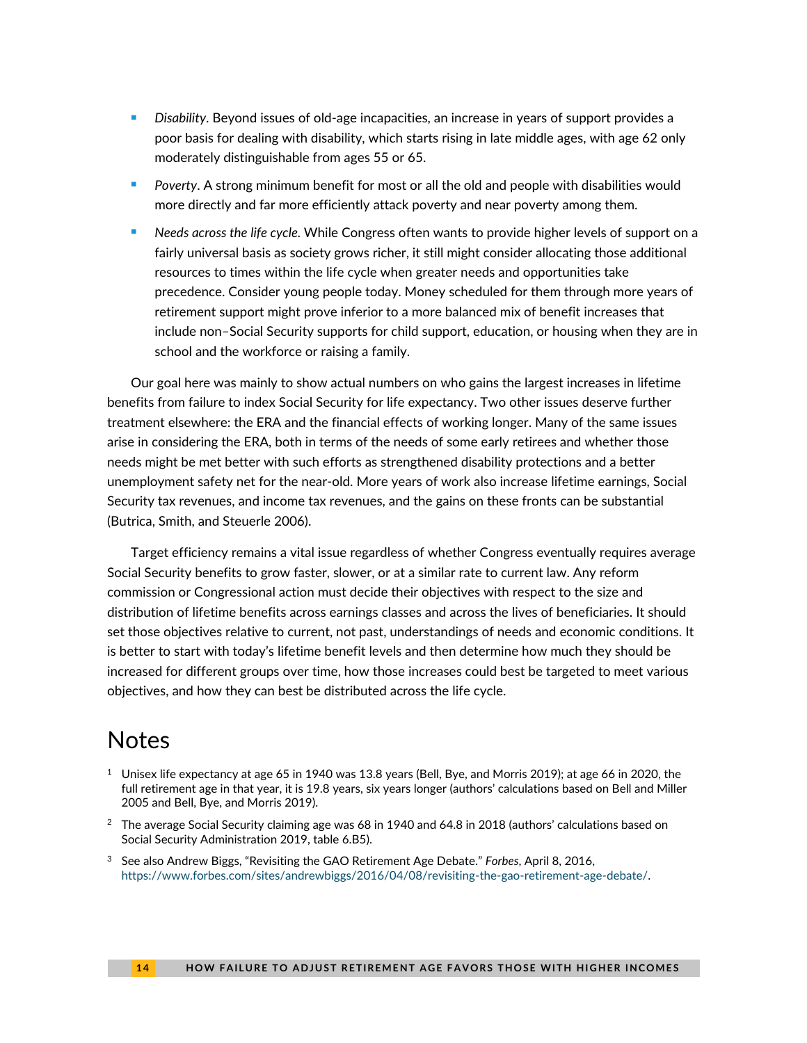- *Disability*. Beyond issues of old-age incapacities, an increase in years of support provides a poor basis for dealing with disability, which starts rising in late middle ages, with age 62 only moderately distinguishable from ages 55 or 65.
- *Poverty*. A strong minimum benefit for most or all the old and people with disabilities would more directly and far more efficiently attack poverty and near poverty among them.
- *Needs across the life cycle.* While Congress often wants to provide higher levels of support on a fairly universal basis as society grows richer, it still might consider allocating those additional resources to times within the life cycle when greater needs and opportunities take precedence. Consider young people today. Money scheduled for them through more years of retirement support might prove inferior to a more balanced mix of benefit increases that include non–Social Security supports for child support, education, or housing when they are in school and the workforce or raising a family.

Our goal here was mainly to show actual numbers on who gains the largest increases in lifetime benefits from failure to index Social Security for life expectancy. Two other issues deserve further treatment elsewhere: the ERA and the financial effects of working longer. Many of the same issues arise in considering the ERA, both in terms of the needs of some early retirees and whether those needs might be met better with such efforts as strengthened disability protections and a better unemployment safety net for the near-old. More years of work also increase lifetime earnings, Social Security tax revenues, and income tax revenues, and the gains on these fronts can be substantial (Butrica, Smith, and Steuerle 2006).

Target efficiency remains a vital issue regardless of whether Congress eventually requires average Social Security benefits to grow faster, slower, or at a similar rate to current law. Any reform commission or Congressional action must decide their objectives with respect to the size and distribution of lifetime benefits across earnings classes and across the lives of beneficiaries. It should set those objectives relative to current, not past, understandings of needs and economic conditions. It is better to start with today's lifetime benefit levels and then determine how much they should be increased for different groups over time, how those increases could best be targeted to meet various objectives, and how they can best be distributed across the life cycle.

# Notes

[1] Unisex life expectancy at age 65 in 1940 was 13.8 years (Bell, Bye, and Morris 2019); at age 66 in 2020, the full retirement age in that year, it is 19.8 years, six years longer (authors' calculations based on Bell and Miller 2005 and Bell, Bye, and Morris 2019).

[2] The average Social Security claiming age was 68 in 1940 and 64.8 in 2018 (authors' calculations based on Social Security Administration 2019, table 6.B5).

[3] See also Andrew Biggs, "Revisiting the GAO Retirement Age Debate." *Forbes*, April 8, 2016, https://www.forbes.com/sites/andrewbiggs/2016/04/08/revisiting-the-gao-retirement-age-debate/.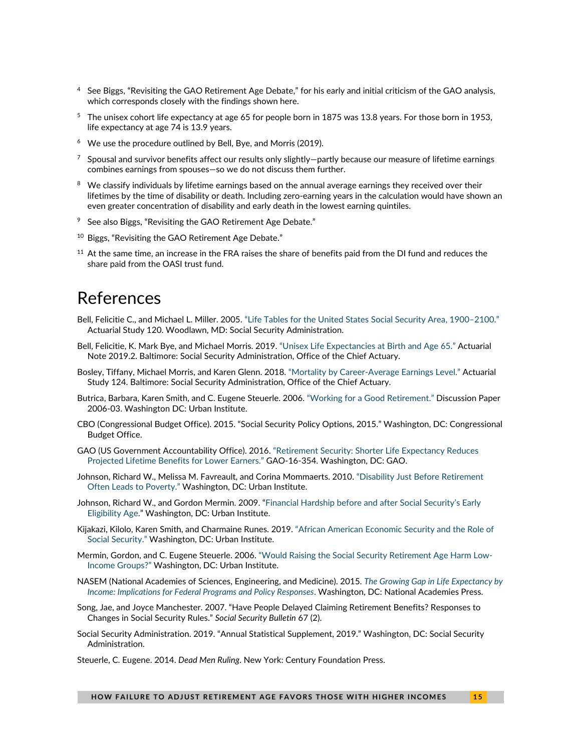[4] See Biggs, "Revisiting the GAO Retirement Age Debate," for his early and initial criticism of the GAO analysis, which corresponds closely with the findings shown here.

[5] The unisex cohort life expectancy at age 65 for people born in 1875 was 13.8 years. For those born in 1953, life expectancy at age 74 is 13.9 years.

[6] We use the procedure outlined by Bell, Bye, and Morris (2019).

[7] Spousal and survivor benefits affect our results only slightly—partly because our measure of lifetime earnings combines earnings from spouses—so we do not discuss them further.

[8] We classify individuals by lifetime earnings based on the annual average earnings they received over their lifetimes by the time of disability or death. Including zero-earning years in the calculation would have shown an even greater concentration of disability and early death in the lowest earning quintiles.

[9] See also Biggs, "Revisiting the GAO Retirement Age Debate."

[10] Biggs, "Revisiting the GAO Retirement Age Debate."

[11] At the same time, an increase in the FRA raises the share of benefits paid from the DI fund and reduces the share paid from the OASI trust fund.

# References

Bell, Felicitie C., and Michael L. Miller. 2005. "Life Tables for the United States Social Security Area, 1900–2100." Actuarial Study 120. Woodlawn, MD: Social Security Administration.

Bell, Felicitie, K. Mark Bye, and Michael Morris. 2019. "Unisex Life Expectancies at Birth and Age 65." Actuarial Note 2019.2. Baltimore: Social Security Administration, Office of the Chief Actuary.

Bosley, Tiffany, Michael Morris, and Karen Glenn. 2018. "Mortality by Career-Average Earnings Level." Actuarial Study 124. Baltimore: Social Security Administration, Office of the Chief Actuary.

Butrica, Barbara, Karen Smith, and C. Eugene Steuerle. 2006. "Working for a Good Retirement." Discussion Paper 2006-03. Washington DC: Urban Institute.

CBO (Congressional Budget Office). 2015. "Social Security Policy Options, 2015." Washington, DC: Congressional Budget Office.

GAO (US Government Accountability Office). 2016. "Retirement Security: Shorter Life Expectancy Reduces Projected Lifetime Benefits for Lower Earners." GAO-16-354. Washington, DC: GAO.

Johnson, Richard W., Melissa M. Favreault, and Corina Mommaerts. 2010. "Disability Just Before Retirement Often Leads to Poverty." Washington, DC: Urban Institute.

Johnson, Richard W., and Gordon Mermin. 2009. "Financial Hardship before and after Social Security's Early Eligibility Age." Washington, DC: Urban Institute.

Kijakazi, Kilolo, Karen Smith, and Charmaine Runes. 2019. "African American Economic Security and the Role of Social Security." Washington, DC: Urban Institute.

Mermin, Gordon, and C. Eugene Steuerle. 2006. "Would Raising the Social Security Retirement Age Harm Low-Income Groups?" Washington, DC: Urban Institute.

NASEM (National Academies of Sciences, Engineering, and Medicine). 2015. *The Growing Gap in Life Expectancy by Income: Implications for Federal Programs and Policy Responses*. Washington, DC: National Academies Press.

Song, Jae, and Joyce Manchester. 2007. "Have People Delayed Claiming Retirement Benefits? Responses to Changes in Social Security Rules." *Social Security Bulletin* 67 (2).

Social Security Administration. 2019. "Annual Statistical Supplement, 2019." Washington, DC: Social Security Administration.

Steuerle, C. Eugene. 2014. *Dead Men Ruling*. New York: Century Foundation Press.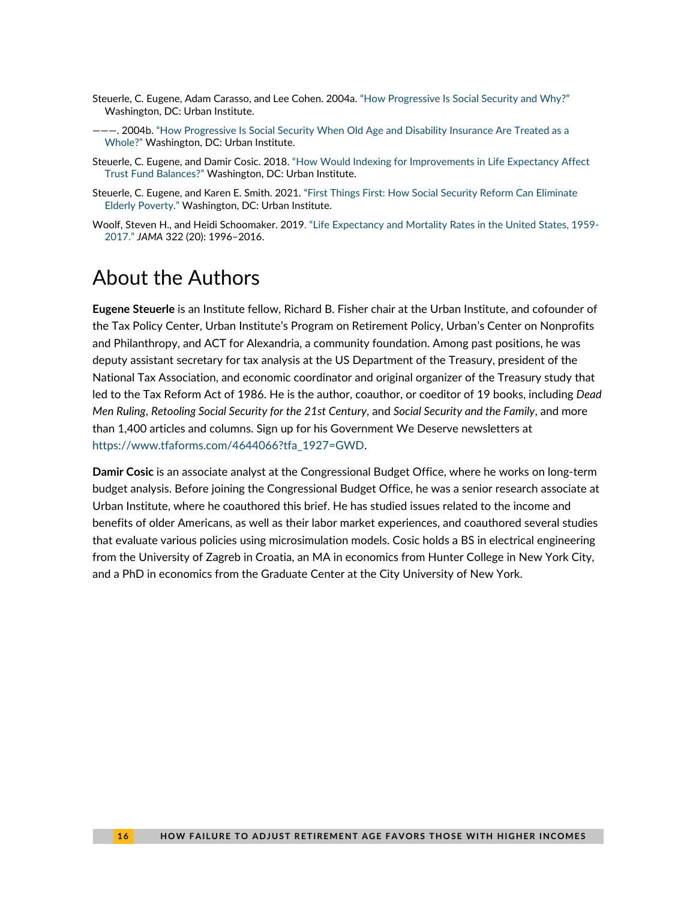Steuerle, C. Eugene, Adam Carasso, and Lee Cohen. 2004a. "How Progressive Is Social Security and Why?" Washington, DC: Urban Institute.

———. 2004b. "How Progressive Is Social Security When Old Age and Disability Insurance Are Treated as a Whole?" Washington, DC: Urban Institute.

Steuerle, C. Eugene, and Damir Cosic. 2018. "How Would Indexing for Improvements in Life Expectancy Affect Trust Fund Balances?" Washington, DC: Urban Institute.

Steuerle, C. Eugene, and Karen E. Smith. 2021. "First Things First: How Social Security Reform Can Eliminate Elderly Poverty." Washington, DC: Urban Institute.

Woolf, Steven H., and Heidi Schoomaker. 2019. "Life Expectancy and Mortality Rates in the United States, 1959-2017." *JAMA* 322 (20): 1996–2016.

# About the Authors

**Eugene Steuerle** is an Institute fellow, Richard B. Fisher chair at the Urban Institute, and cofounder of the Tax Policy Center, Urban Institute's Program on Retirement Policy, Urban's Center on Nonprofits and Philanthropy, and ACT for Alexandria, a community foundation. Among past positions, he was deputy assistant secretary for tax analysis at the US Department of the Treasury, president of the National Tax Association, and economic coordinator and original organizer of the Treasury study that led to the Tax Reform Act of 1986. He is the author, coauthor, or coeditor of 19 books, including *Dead Men Ruling*, *Retooling Social Security for the 21st Century*, and *Social Security and the Family*, and more than 1,400 articles and columns. Sign up for his Government We Deserve newsletters at https://www.tfaforms.com/4644066?tfa_1927=GWD.

**Damir Cosic** is an associate analyst at the Congressional Budget Office, where he works on long-term budget analysis. Before joining the Congressional Budget Office, he was a senior research associate at Urban Institute, where he coauthored this brief. He has studied issues related to the income and benefits of older Americans, as well as their labor market experiences, and coauthored several studies that evaluate various policies using microsimulation models. Cosic holds a BS in electrical engineering from the University of Zagreb in Croatia, an MA in economics from Hunter College in New York City, and a PhD in economics from the Graduate Center at the City University of New York.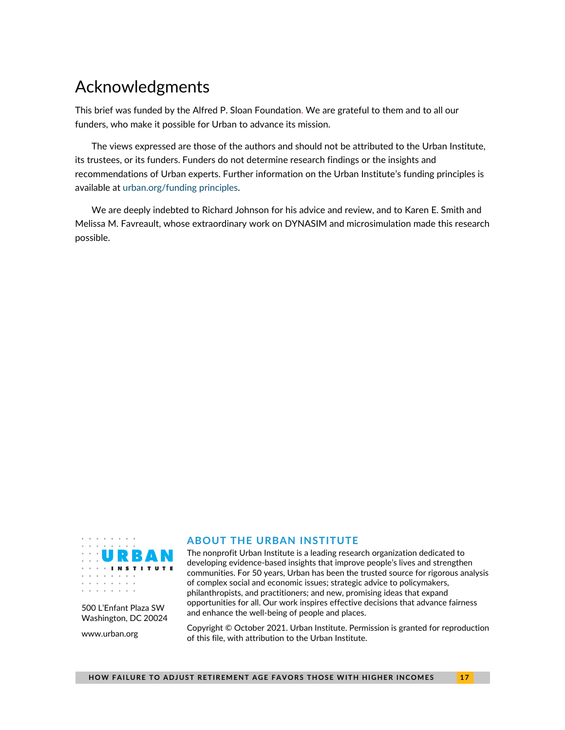# Acknowledgments

This brief was funded by the Alfred P. Sloan Foundation. We are grateful to them and to all our funders, who make it possible for Urban to advance its mission.

The views expressed are those of the authors and should not be attributed to the Urban Institute, its trustees, or its funders. Funders do not determine research findings or the insights and recommendations of Urban experts. Further information on the Urban Institute's funding principles is available at urban.org/funding principles.

We are deeply indebted to Richard Johnson for his advice and review, and to Karen E. Smith and Melissa M. Favreault, whose extraordinary work on DYNASIM and microsimulation made this research possible.

URBAN INSTITUTE

500 L'Enfant Plaza SW
Washington, DC 20024

www.urban.org

## ABOUT THE URBAN INSTITUTE

The nonprofit Urban Institute is a leading research organization dedicated to developing evidence-based insights that improve people's lives and strengthen communities. For 50 years, Urban has been the trusted source for rigorous analysis of complex social and economic issues; strategic advice to policymakers, philanthropists, and practitioners; and new, promising ideas that expand opportunities for all. Our work inspires effective decisions that advance fairness and enhance the well-being of people and places.

Copyright © October 2021. Urban Institute. Permission is granted for reproduction of this file, with attribution to the Urban Institute.